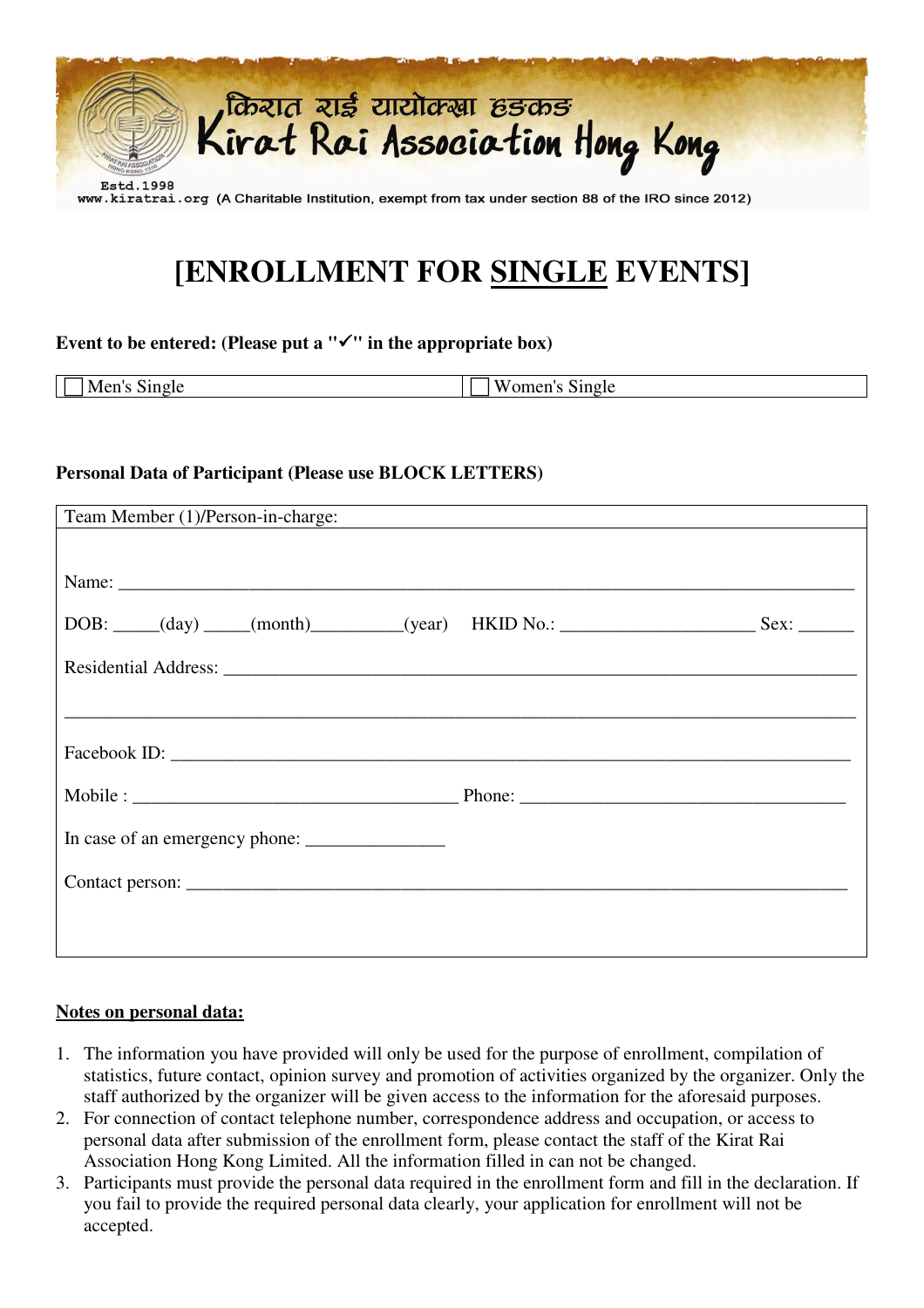किरात राई यायोक्खा हङकङ
Kirat Rai Association Hong Kong

Estd.1998

www.kiratrai.org (A Charitable Institution, exempt from tax under section 88 of the IRO since 2012)

# [ENROLLMENT FOR SINGLE EVENTS]

**Event to be entered: (Please put a "✓" in the appropriate box)**

| ☐ Men's Single | ☐ Women's Single |
|---|---|

**Personal Data of Participant (Please use BLOCK LETTERS)**

Team Member (1)/Person-in-charge:

Name: ______________________________________________

DOB: _____(day) _____(month)_________(year) HKID No.: ____________________ Sex: ______

Residential Address: ______________________________________________

______________________________________________

Facebook ID: ______________________________________________

Mobile : ____________________________ Phone: ____________________________

In case of an emergency phone: _______________

Contact person: ______________________________________________

**Notes on personal data:**

1. The information you have provided will only be used for the purpose of enrollment, compilation of statistics, future contact, opinion survey and promotion of activities organized by the organizer. Only the staff authorized by the organizer will be given access to the information for the aforesaid purposes.
2. For connection of contact telephone number, correspondence address and occupation, or access to personal data after submission of the enrollment form, please contact the staff of the Kirat Rai Association Hong Kong Limited. All the information filled in can not be changed.
3. Participants must provide the personal data required in the enrollment form and fill in the declaration. If you fail to provide the required personal data clearly, your application for enrollment will not be accepted.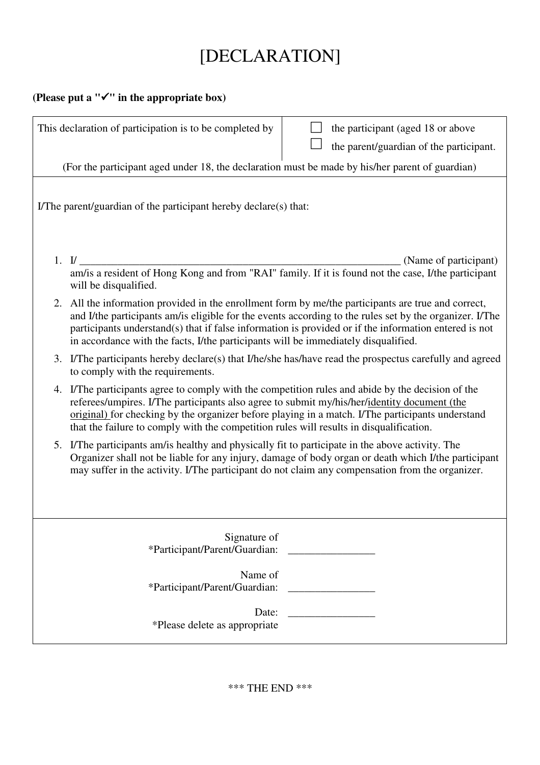# [DECLARATION]

**(Please put a "✔" in the appropriate box)**

| | |
|---|---|
| This declaration of participation is to be completed by | ☐ the participant (aged 18 or above<br>☐ the parent/guardian of the participant. |

(For the participant aged under 18, the declaration must be made by his/her parent of guardian)

I/The parent/guardian of the participant hereby declare(s) that:

1. I/ ______________________________________________________________ (Name of participant) am/is a resident of Hong Kong and from "RAI" family. If it is found not the case, I/the participant will be disqualified.
2. All the information provided in the enrollment form by me/the participants are true and correct, and I/the participants am/is eligible for the events according to the rules set by the organizer. I/The participants understand(s) that if false information is provided or if the information entered is not in accordance with the facts, I/the participants will be immediately disqualified.
3. I/The participants hereby declare(s) that I/he/she has/have read the prospectus carefully and agreed to comply with the requirements.
4. I/The participants agree to comply with the competition rules and abide by the decision of the referees/umpires. I/The participants also agree to submit my/his/her/identity document (the original) for checking by the organizer before playing in a match. I/The participants understand that the failure to comply with the competition rules will results in disqualification.
5. I/The participants am/is healthy and physically fit to participate in the above activity. The Organizer shall not be liable for any injury, damage of body organ or death which I/the participant may suffer in the activity. I/The participant do not claim any compensation from the organizer.

Signature of *Participant/Parent/Guardian: ________________

Name of *Participant/Parent/Guardian: ________________

Date: ________________

*Please delete as appropriate

*** THE END ***